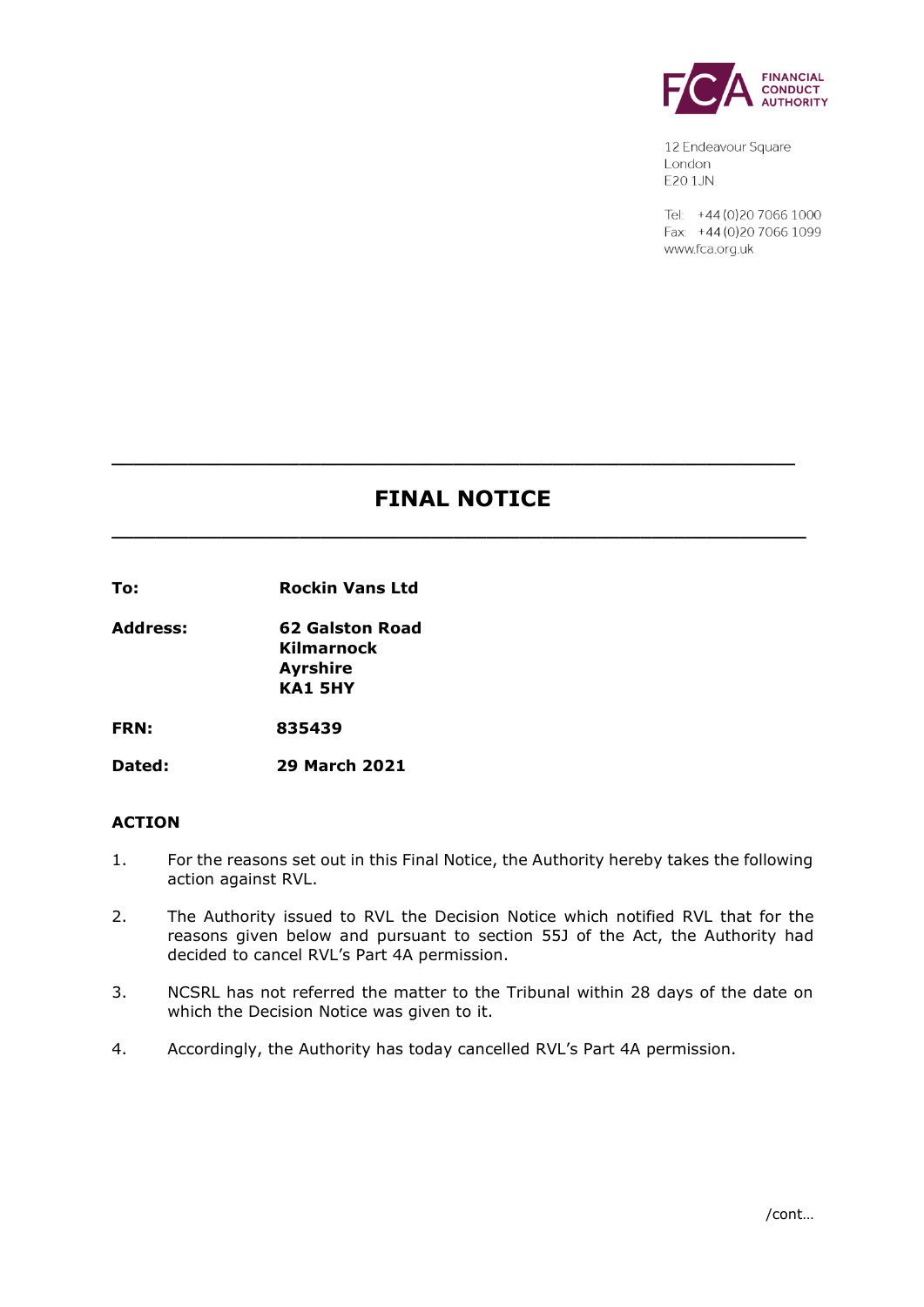FINANCIAL CONDUCT AUTHORITY

12 Endeavour Square
London
E20 1JN

Tel: +44 (0)20 7066 1000
Fax: +44 (0)20 7066 1099
www.fca.org.uk

---

# FINAL NOTICE

---

| | |
|---|---|
| **To:** | **Rockin Vans Ltd** |
| **Address:** | **62 Galston Road**<br>**Kilmarnock**<br>**Ayrshire**<br>**KA1 5HY** |
| **FRN:** | **835439** |
| **Dated:** | **29 March 2021** |

## ACTION

1. For the reasons set out in this Final Notice, the Authority hereby takes the following action against RVL.

2. The Authority issued to RVL the Decision Notice which notified RVL that for the reasons given below and pursuant to section 55J of the Act, the Authority had decided to cancel RVL's Part 4A permission.

3. NCSRL has not referred the matter to the Tribunal within 28 days of the date on which the Decision Notice was given to it.

4. Accordingly, the Authority has today cancelled RVL's Part 4A permission.

/cont…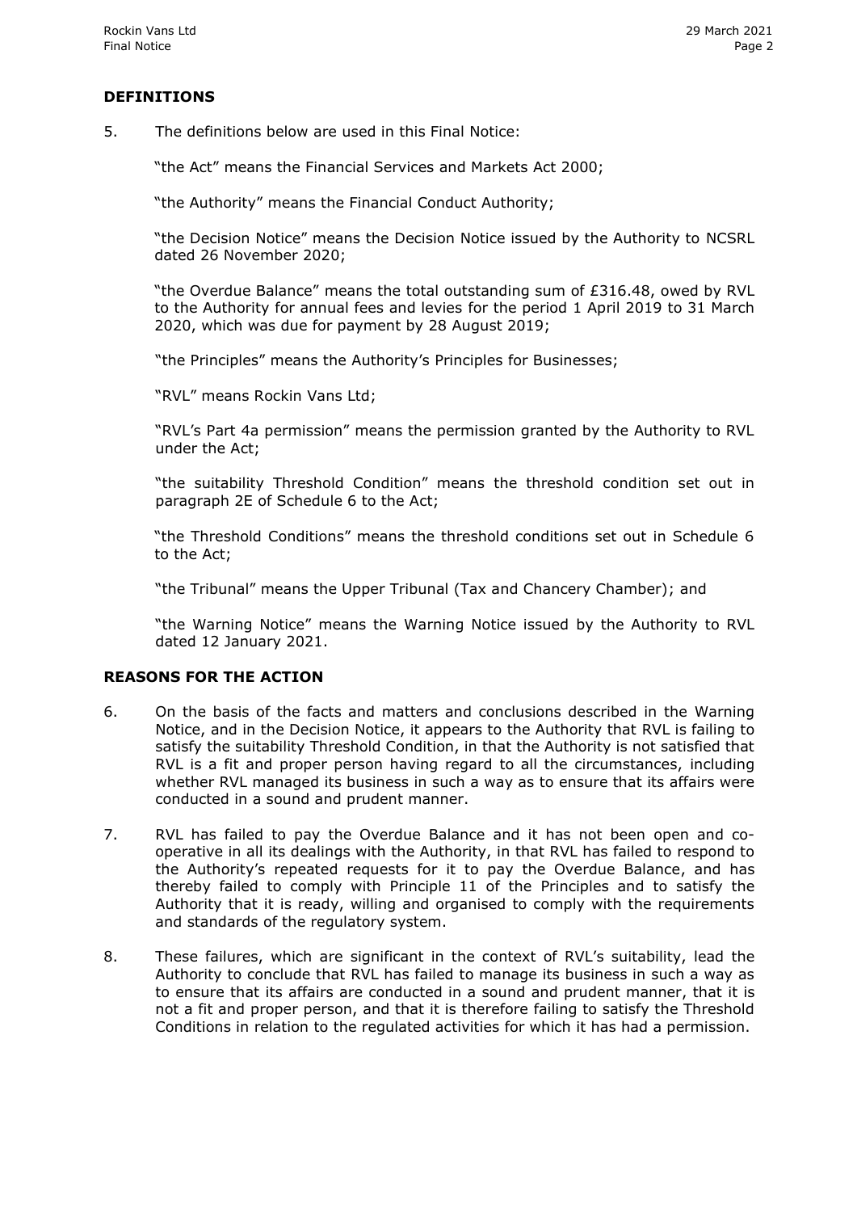## DEFINITIONS

5. The definitions below are used in this Final Notice:

   "the Act" means the Financial Services and Markets Act 2000;

   "the Authority" means the Financial Conduct Authority;

   "the Decision Notice" means the Decision Notice issued by the Authority to NCSRL dated 26 November 2020;

   "the Overdue Balance" means the total outstanding sum of £316.48, owed by RVL to the Authority for annual fees and levies for the period 1 April 2019 to 31 March 2020, which was due for payment by 28 August 2019;

   "the Principles" means the Authority's Principles for Businesses;

   "RVL" means Rockin Vans Ltd;

   "RVL's Part 4a permission" means the permission granted by the Authority to RVL under the Act;

   "the suitability Threshold Condition" means the threshold condition set out in paragraph 2E of Schedule 6 to the Act;

   "the Threshold Conditions" means the threshold conditions set out in Schedule 6 to the Act;

   "the Tribunal" means the Upper Tribunal (Tax and Chancery Chamber); and

   "the Warning Notice" means the Warning Notice issued by the Authority to RVL dated 12 January 2021.

## REASONS FOR THE ACTION

6. On the basis of the facts and matters and conclusions described in the Warning Notice, and in the Decision Notice, it appears to the Authority that RVL is failing to satisfy the suitability Threshold Condition, in that the Authority is not satisfied that RVL is a fit and proper person having regard to all the circumstances, including whether RVL managed its business in such a way as to ensure that its affairs were conducted in a sound and prudent manner.

7. RVL has failed to pay the Overdue Balance and it has not been open and co-operative in all its dealings with the Authority, in that RVL has failed to respond to the Authority's repeated requests for it to pay the Overdue Balance, and has thereby failed to comply with Principle 11 of the Principles and to satisfy the Authority that it is ready, willing and organised to comply with the requirements and standards of the regulatory system.

8. These failures, which are significant in the context of RVL's suitability, lead the Authority to conclude that RVL has failed to manage its business in such a way as to ensure that its affairs are conducted in a sound and prudent manner, that it is not a fit and proper person, and that it is therefore failing to satisfy the Threshold Conditions in relation to the regulated activities for which it has had a permission.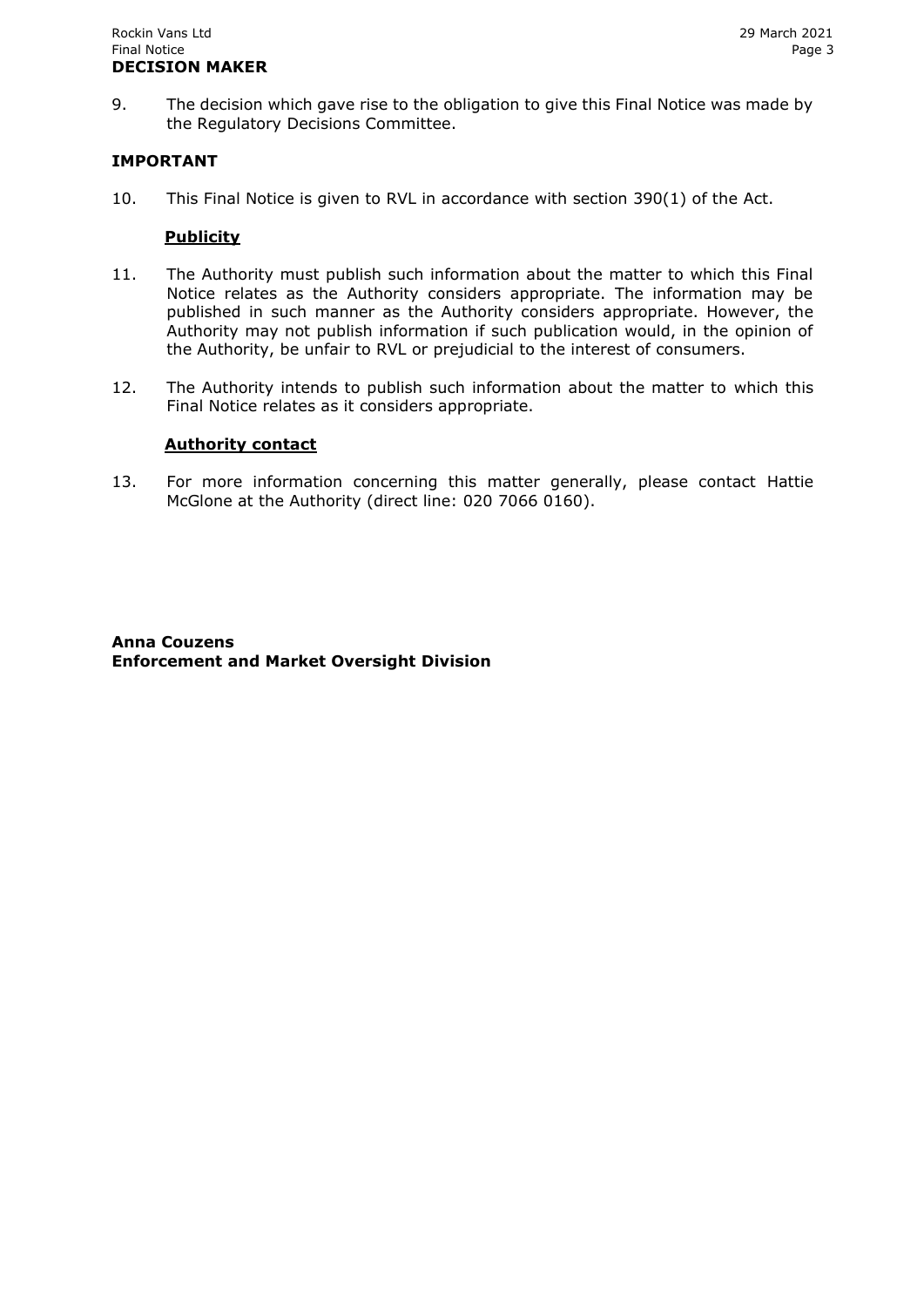**DECISION MAKER**

9. The decision which gave rise to the obligation to give this Final Notice was made by the Regulatory Decisions Committee.

## IMPORTANT

10. This Final Notice is given to RVL in accordance with section 390(1) of the Act.

### Publicity

11. The Authority must publish such information about the matter to which this Final Notice relates as the Authority considers appropriate. The information may be published in such manner as the Authority considers appropriate. However, the Authority may not publish information if such publication would, in the opinion of the Authority, be unfair to RVL or prejudicial to the interest of consumers.

12. The Authority intends to publish such information about the matter to which this Final Notice relates as it considers appropriate.

### Authority contact

13. For more information concerning this matter generally, please contact Hattie McGlone at the Authority (direct line: 020 7066 0160).

**Anna Couzens**
**Enforcement and Market Oversight Division**